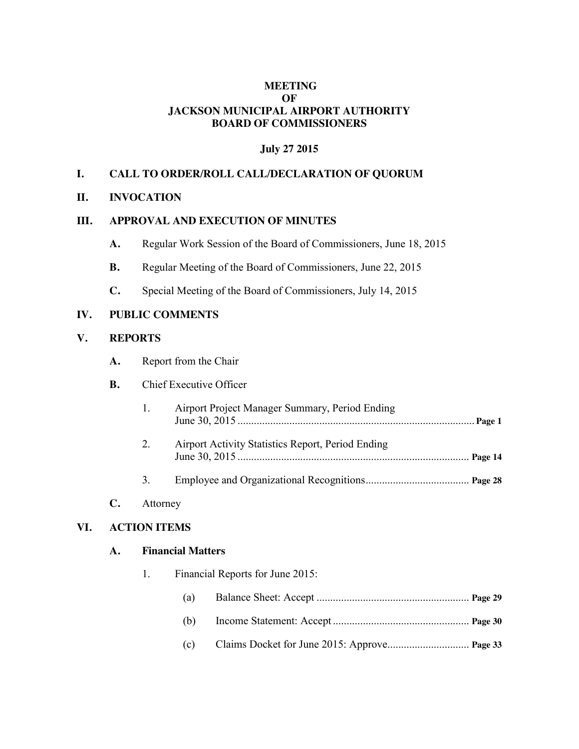# MEETING
# OF
# JACKSON MUNICIPAL AIRPORT AUTHORITY
# BOARD OF COMMISSIONERS

**July 27 2015**

## I. CALL TO ORDER/ROLL CALL/DECLARATION OF QUORUM

## II. INVOCATION

## III. APPROVAL AND EXECUTION OF MINUTES

- **A.** Regular Work Session of the Board of Commissioners, June 18, 2015
- **B.** Regular Meeting of the Board of Commissioners, June 22, 2015
- **C.** Special Meeting of the Board of Commissioners, July 14, 2015

## IV. PUBLIC COMMENTS

## V. REPORTS

- **A.** Report from the Chair
- **B.** Chief Executive Officer
  1. Airport Project Manager Summary, Period Ending June 30, 2015 ........ **Page 1**
  2. Airport Activity Statistics Report, Period Ending June 30, 2015 ........ **Page 14**
  3. Employee and Organizational Recognitions........ **Page 28**
- **C.** Attorney

## VI. ACTION ITEMS

### A. Financial Matters

1. Financial Reports for June 2015:
   - (a) Balance Sheet: Accept ........ **Page 29**
   - (b) Income Statement: Accept ........ **Page 30**
   - (c) Claims Docket for June 2015: Approve........ **Page 33**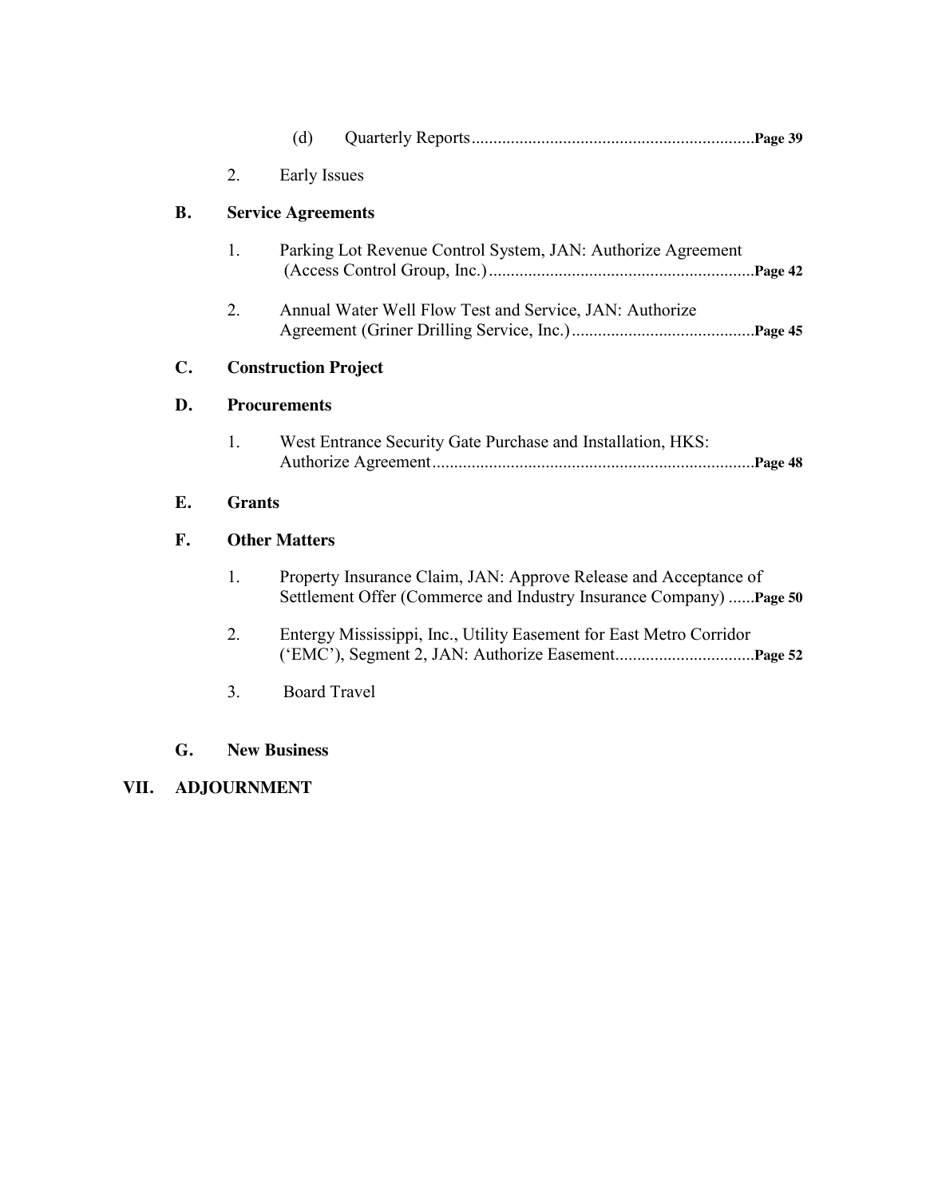(d) Quarterly Reports ................................................................ **Page 39**

2. Early Issues

**B. Service Agreements**

1. Parking Lot Revenue Control System, JAN: Authorize Agreement (Access Control Group, Inc.) ............................................................ **Page 42**

2. Annual Water Well Flow Test and Service, JAN: Authorize Agreement (Griner Drilling Service, Inc.) .......................................... **Page 45**

**C. Construction Project**

**D. Procurements**

1. West Entrance Security Gate Purchase and Installation, HKS: Authorize Agreement ......................................................................... **Page 48**

**E. Grants**

**F. Other Matters**

1. Property Insurance Claim, JAN: Approve Release and Acceptance of Settlement Offer (Commerce and Industry Insurance Company) ...... **Page 50**

2. Entergy Mississippi, Inc., Utility Easement for East Metro Corridor ('EMC'), Segment 2, JAN: Authorize Easement ................................ **Page 52**

3. Board Travel

**G. New Business**

**VII. ADJOURNMENT**